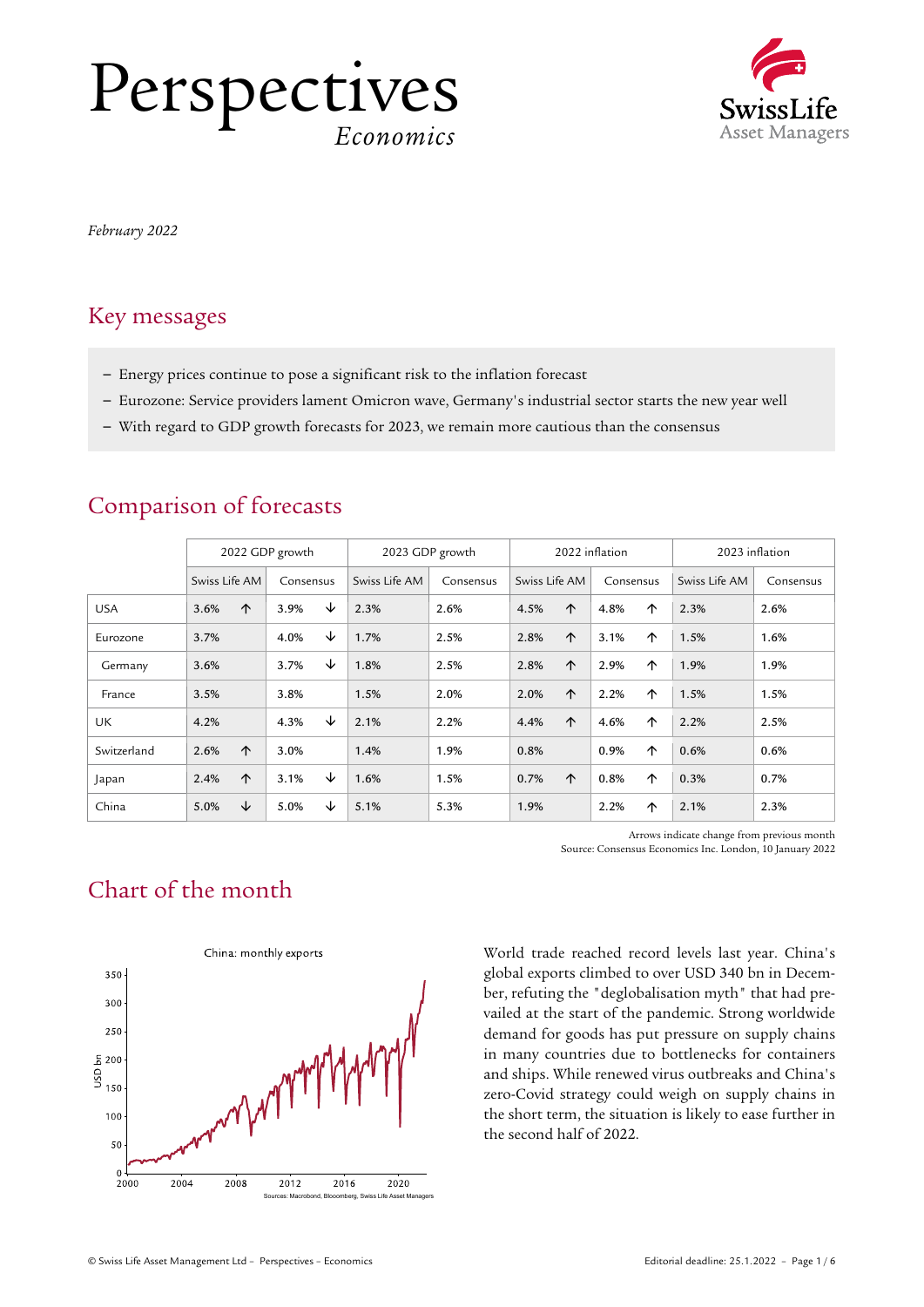# Perspectives

*Economics*

*February 2022*

## Key messages

- Energy prices continue to pose a significant risk to the inflation forecast
- Eurozone: Service providers lament Omicron wave, Germany's industrial sector starts the new year well
- With regard to GDP growth forecasts for 2023, we remain more cautious than the consensus

## Comparison of forecasts

| | 2022 GDP growth | | 2023 GDP growth | | 2022 inflation | | 2023 inflation | |
|---|---|---|---|---|---|---|---|---|
| | Swiss Life AM | Consensus | Swiss Life AM | Consensus | Swiss Life AM | Consensus | Swiss Life AM | Consensus |
| USA | 3.6% ↑ | 3.9% ↓ | 2.3% | 2.6% | 4.5% ↑ | 4.8% ↑ | 2.3% | 2.6% |
| Eurozone | 3.7% | 4.0% ↓ | 1.7% | 2.5% | 2.8% ↑ | 3.1% ↑ | 1.5% | 1.6% |
| Germany | 3.6% | 3.7% ↓ | 1.8% | 2.5% | 2.8% ↑ | 2.9% ↑ | 1.9% | 1.9% |
| France | 3.5% | 3.8% | 1.5% | 2.0% | 2.0% ↑ | 2.2% ↑ | 1.5% | 1.5% |
| UK | 4.2% | 4.3% ↓ | 2.1% | 2.2% | 4.4% ↑ | 4.6% ↑ | 2.2% | 2.5% |
| Switzerland | 2.6% ↑ | 3.0% | 1.4% | 1.9% | 0.8% | 0.9% ↑ | 0.6% | 0.6% |
| Japan | 2.4% ↑ | 3.1% ↓ | 1.6% | 1.5% | 0.7% ↑ | 0.8% ↑ | 0.3% | 0.7% |
| China | 5.0% ↓ | 5.0% ↓ | 5.1% | 5.3% | 1.9% | 2.2% ↑ | 2.1% | 2.3% |

Arrows indicate change from previous month
Source: Consensus Economics Inc. London, 10 January 2022

## Chart of the month

China: monthly exports

Sources: Macrobond, Bloomberg, Swiss Life Asset Managers

World trade reached record levels last year. China's global exports climbed to over USD 340 bn in December, refuting the "deglobalisation myth" that had prevailed at the start of the pandemic. Strong worldwide demand for goods has put pressure on supply chains in many countries due to bottlenecks for containers and ships. While renewed virus outbreaks and China's zero-Covid strategy could weigh on supply chains in the short term, the situation is likely to ease further in the second half of 2022.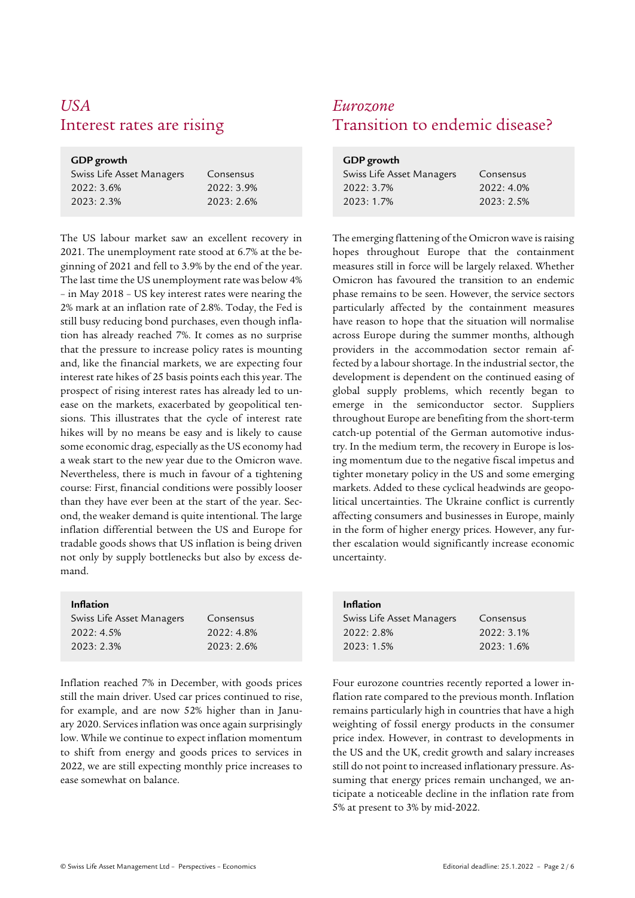## *USA*
## Interest rates are rising

| GDP growth | |
|---|---|
| Swiss Life Asset Managers | Consensus |
| 2022: 3.6% | 2022: 3.9% |
| 2023: 2.3% | 2023: 2.6% |

The US labour market saw an excellent recovery in 2021. The unemployment rate stood at 6.7% at the beginning of 2021 and fell to 3.9% by the end of the year. The last time the US unemployment rate was below 4% – in May 2018 – US key interest rates were nearing the 2% mark at an inflation rate of 2.8%. Today, the Fed is still busy reducing bond purchases, even though inflation has already reached 7%. It comes as no surprise that the pressure to increase policy rates is mounting and, like the financial markets, we are expecting four interest rate hikes of 25 basis points each this year. The prospect of rising interest rates has already led to unease on the markets, exacerbated by geopolitical tensions. This illustrates that the cycle of interest rate hikes will by no means be easy and is likely to cause some economic drag, especially as the US economy had a weak start to the new year due to the Omicron wave. Nevertheless, there is much in favour of a tightening course: First, financial conditions were possibly looser than they have ever been at the start of the year. Second, the weaker demand is quite intentional. The large inflation differential between the US and Europe for tradable goods shows that US inflation is being driven not only by supply bottlenecks but also by excess demand.

| Inflation | |
|---|---|
| Swiss Life Asset Managers | Consensus |
| 2022: 4.5% | 2022: 4.8% |
| 2023: 2.3% | 2023: 2.6% |

Inflation reached 7% in December, with goods prices still the main driver. Used car prices continued to rise, for example, and are now 52% higher than in January 2020. Services inflation was once again surprisingly low. While we continue to expect inflation momentum to shift from energy and goods prices to services in 2022, we are still expecting monthly price increases to ease somewhat on balance.

## *Eurozone*
## Transition to endemic disease?

| GDP growth | |
|---|---|
| Swiss Life Asset Managers | Consensus |
| 2022: 3.7% | 2022: 4.0% |
| 2023: 1.7% | 2023: 2.5% |

The emerging flattening of the Omicron wave is raising hopes throughout Europe that the containment measures still in force will be largely relaxed. Whether Omicron has favoured the transition to an endemic phase remains to be seen. However, the service sectors particularly affected by the containment measures have reason to hope that the situation will normalise across Europe during the summer months, although providers in the accommodation sector remain affected by a labour shortage. In the industrial sector, the development is dependent on the continued easing of global supply problems, which recently began to emerge in the semiconductor sector. Suppliers throughout Europe are benefiting from the short-term catch-up potential of the German automotive industry. In the medium term, the recovery in Europe is losing momentum due to the negative fiscal impetus and tighter monetary policy in the US and some emerging markets. Added to these cyclical headwinds are geopolitical uncertainties. The Ukraine conflict is currently affecting consumers and businesses in Europe, mainly in the form of higher energy prices. However, any further escalation would significantly increase economic uncertainty.

| Inflation | |
|---|---|
| Swiss Life Asset Managers | Consensus |
| 2022: 2.8% | 2022: 3.1% |
| 2023: 1.5% | 2023: 1.6% |

Four eurozone countries recently reported a lower inflation rate compared to the previous month. Inflation remains particularly high in countries that have a high weighting of fossil energy products in the consumer price index. However, in contrast to developments in the US and the UK, credit growth and salary increases still do not point to increased inflationary pressure. Assuming that energy prices remain unchanged, we anticipate a noticeable decline in the inflation rate from 5% at present to 3% by mid-2022.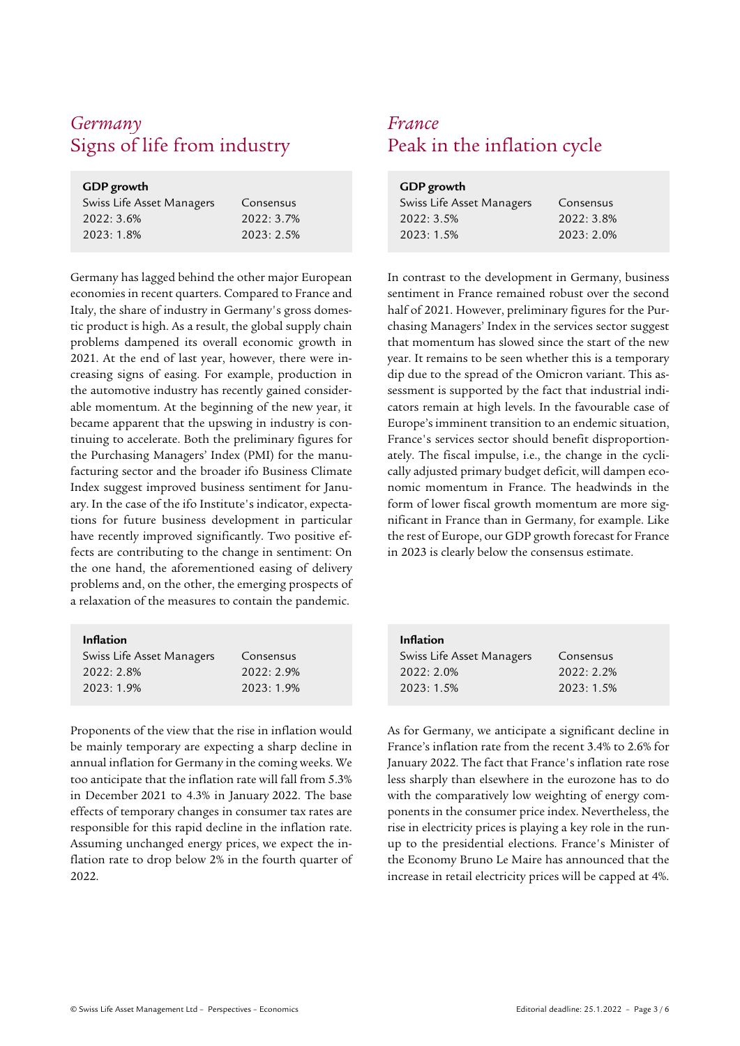## *Germany*
## Signs of life from industry

| GDP growth | |
|---|---|
| Swiss Life Asset Managers | Consensus |
| 2022: 3.6% | 2022: 3.7% |
| 2023: 1.8% | 2023: 2.5% |

Germany has lagged behind the other major European economies in recent quarters. Compared to France and Italy, the share of industry in Germany's gross domestic product is high. As a result, the global supply chain problems dampened its overall economic growth in 2021. At the end of last year, however, there were increasing signs of easing. For example, production in the automotive industry has recently gained considerable momentum. At the beginning of the new year, it became apparent that the upswing in industry is continuing to accelerate. Both the preliminary figures for the Purchasing Managers' Index (PMI) for the manufacturing sector and the broader ifo Business Climate Index suggest improved business sentiment for January. In the case of the ifo Institute's indicator, expectations for future business development in particular have recently improved significantly. Two positive effects are contributing to the change in sentiment: On the one hand, the aforementioned easing of delivery problems and, on the other, the emerging prospects of a relaxation of the measures to contain the pandemic.

| Inflation | |
|---|---|
| Swiss Life Asset Managers | Consensus |
| 2022: 2.8% | 2022: 2.9% |
| 2023: 1.9% | 2023: 1.9% |

Proponents of the view that the rise in inflation would be mainly temporary are expecting a sharp decline in annual inflation for Germany in the coming weeks. We too anticipate that the inflation rate will fall from 5.3% in December 2021 to 4.3% in January 2022. The base effects of temporary changes in consumer tax rates are responsible for this rapid decline in the inflation rate. Assuming unchanged energy prices, we expect the inflation rate to drop below 2% in the fourth quarter of 2022.

## *France*
## Peak in the inflation cycle

| GDP growth | |
|---|---|
| Swiss Life Asset Managers | Consensus |
| 2022: 3.5% | 2022: 3.8% |
| 2023: 1.5% | 2023: 2.0% |

In contrast to the development in Germany, business sentiment in France remained robust over the second half of 2021. However, preliminary figures for the Purchasing Managers' Index in the services sector suggest that momentum has slowed since the start of the new year. It remains to be seen whether this is a temporary dip due to the spread of the Omicron variant. This assessment is supported by the fact that industrial indicators remain at high levels. In the favourable case of Europe's imminent transition to an endemic situation, France's services sector should benefit disproportionately. The fiscal impulse, i.e., the change in the cyclically adjusted primary budget deficit, will dampen economic momentum in France. The headwinds in the form of lower fiscal growth momentum are more significant in France than in Germany, for example. Like the rest of Europe, our GDP growth forecast for France in 2023 is clearly below the consensus estimate.

| Inflation | |
|---|---|
| Swiss Life Asset Managers | Consensus |
| 2022: 2.0% | 2022: 2.2% |
| 2023: 1.5% | 2023: 1.5% |

As for Germany, we anticipate a significant decline in France's inflation rate from the recent 3.4% to 2.6% for January 2022. The fact that France's inflation rate rose less sharply than elsewhere in the eurozone has to do with the comparatively low weighting of energy components in the consumer price index. Nevertheless, the rise in electricity prices is playing a key role in the run-up to the presidential elections. France's Minister of the Economy Bruno Le Maire has announced that the increase in retail electricity prices will be capped at 4%.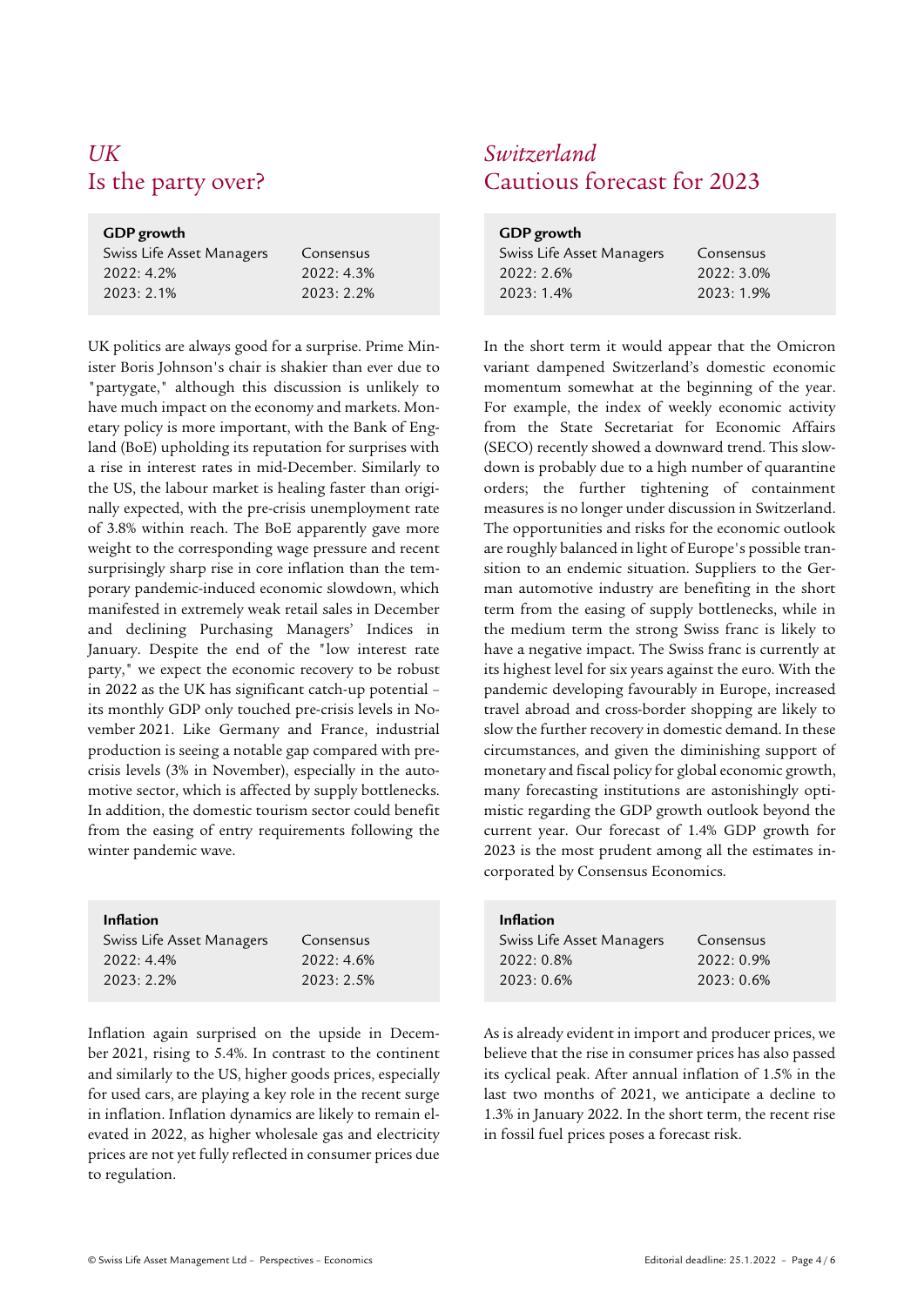## *UK*
## Is the party over?

| GDP growth | |
|---|---|
| Swiss Life Asset Managers | Consensus |
| 2022: 4.2% | 2022: 4.3% |
| 2023: 2.1% | 2023: 2.2% |

UK politics are always good for a surprise. Prime Minister Boris Johnson's chair is shakier than ever due to "partygate," although this discussion is unlikely to have much impact on the economy and markets. Monetary policy is more important, with the Bank of England (BoE) upholding its reputation for surprises with a rise in interest rates in mid-December. Similarly to the US, the labour market is healing faster than originally expected, with the pre-crisis unemployment rate of 3.8% within reach. The BoE apparently gave more weight to the corresponding wage pressure and recent surprisingly sharp rise in core inflation than the temporary pandemic-induced economic slowdown, which manifested in extremely weak retail sales in December and declining Purchasing Managers' Indices in January. Despite the end of the "low interest rate party," we expect the economic recovery to be robust in 2022 as the UK has significant catch-up potential – its monthly GDP only touched pre-crisis levels in November 2021. Like Germany and France, industrial production is seeing a notable gap compared with pre-crisis levels (3% in November), especially in the automotive sector, which is affected by supply bottlenecks. In addition, the domestic tourism sector could benefit from the easing of entry requirements following the winter pandemic wave.

| Inflation | |
|---|---|
| Swiss Life Asset Managers | Consensus |
| 2022: 4.4% | 2022: 4.6% |
| 2023: 2.2% | 2023: 2.5% |

Inflation again surprised on the upside in December 2021, rising to 5.4%. In contrast to the continent and similarly to the US, higher goods prices, especially for used cars, are playing a key role in the recent surge in inflation. Inflation dynamics are likely to remain elevated in 2022, as higher wholesale gas and electricity prices are not yet fully reflected in consumer prices due to regulation.

## *Switzerland*
## Cautious forecast for 2023

| GDP growth | |
|---|---|
| Swiss Life Asset Managers | Consensus |
| 2022: 2.6% | 2022: 3.0% |
| 2023: 1.4% | 2023: 1.9% |

In the short term it would appear that the Omicron variant dampened Switzerland's domestic economic momentum somewhat at the beginning of the year. For example, the index of weekly economic activity from the State Secretariat for Economic Affairs (SECO) recently showed a downward trend. This slowdown is probably due to a high number of quarantine orders; the further tightening of containment measures is no longer under discussion in Switzerland. The opportunities and risks for the economic outlook are roughly balanced in light of Europe's possible transition to an endemic situation. Suppliers to the German automotive industry are benefiting in the short term from the easing of supply bottlenecks, while in the medium term the strong Swiss franc is likely to have a negative impact. The Swiss franc is currently at its highest level for six years against the euro. With the pandemic developing favourably in Europe, increased travel abroad and cross-border shopping are likely to slow the further recovery in domestic demand. In these circumstances, and given the diminishing support of monetary and fiscal policy for global economic growth, many forecasting institutions are astonishingly optimistic regarding the GDP growth outlook beyond the current year. Our forecast of 1.4% GDP growth for 2023 is the most prudent among all the estimates incorporated by Consensus Economics.

| Inflation | |
|---|---|
| Swiss Life Asset Managers | Consensus |
| 2022: 0.8% | 2022: 0.9% |
| 2023: 0.6% | 2023: 0.6% |

As is already evident in import and producer prices, we believe that the rise in consumer prices has also passed its cyclical peak. After annual inflation of 1.5% in the last two months of 2021, we anticipate a decline to 1.3% in January 2022. In the short term, the recent rise in fossil fuel prices poses a forecast risk.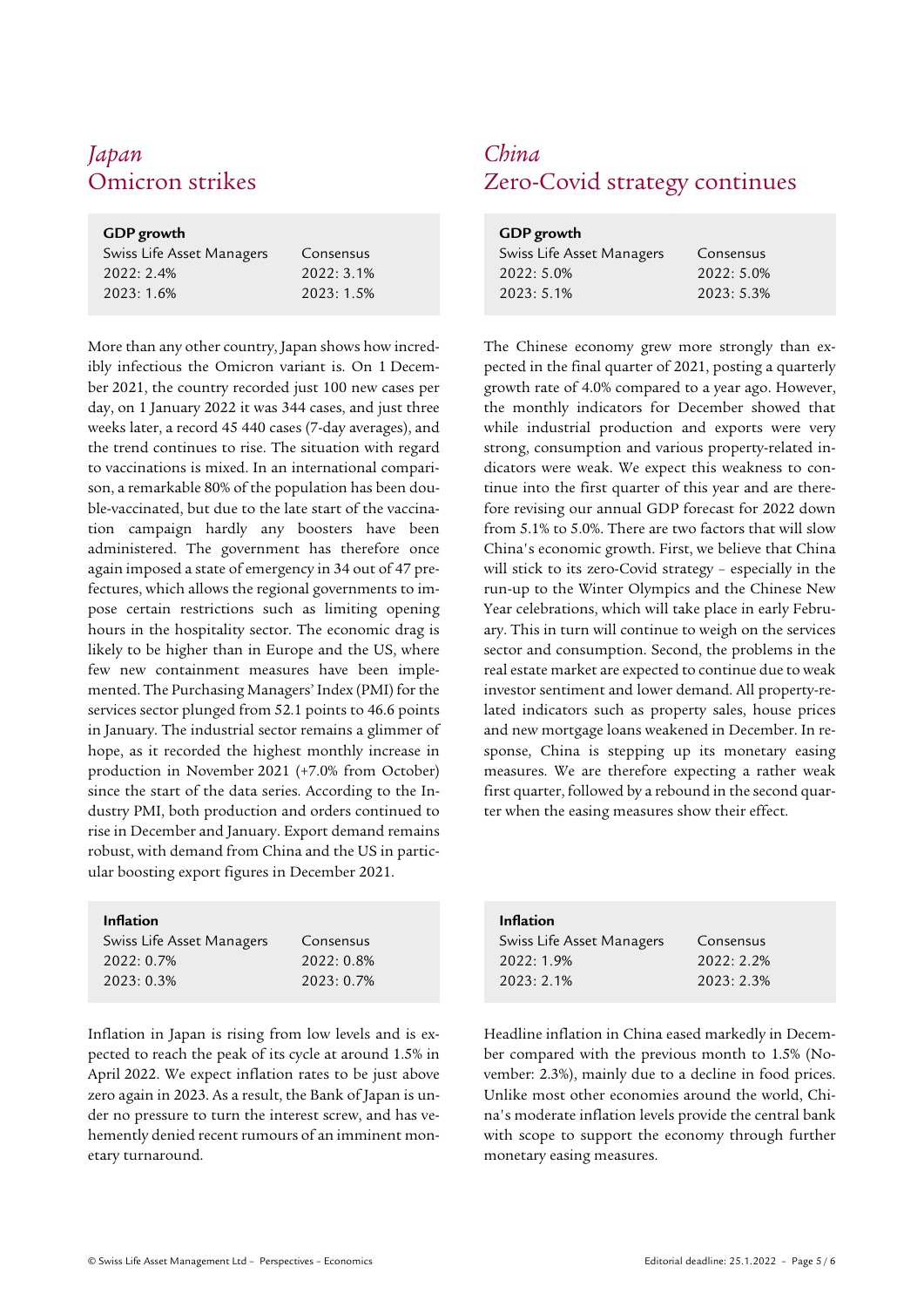## *Japan*
## Omicron strikes

| **GDP growth** | |
|---|---|
| Swiss Life Asset Managers | Consensus |
| 2022: 2.4% | 2022: 3.1% |
| 2023: 1.6% | 2023: 1.5% |

More than any other country, Japan shows how incredibly infectious the Omicron variant is. On 1 December 2021, the country recorded just 100 new cases per day, on 1 January 2022 it was 344 cases, and just three weeks later, a record 45 440 cases (7-day averages), and the trend continues to rise. The situation with regard to vaccinations is mixed. In an international comparison, a remarkable 80% of the population has been double-vaccinated, but due to the late start of the vaccination campaign hardly any boosters have been administered. The government has therefore once again imposed a state of emergency in 34 out of 47 prefectures, which allows the regional governments to impose certain restrictions such as limiting opening hours in the hospitality sector. The economic drag is likely to be higher than in Europe and the US, where few new containment measures have been implemented. The Purchasing Managers' Index (PMI) for the services sector plunged from 52.1 points to 46.6 points in January. The industrial sector remains a glimmer of hope, as it recorded the highest monthly increase in production in November 2021 (+7.0% from October) since the start of the data series. According to the Industry PMI, both production and orders continued to rise in December and January. Export demand remains robust, with demand from China and the US in particular boosting export figures in December 2021.

| **Inflation** | |
|---|---|
| Swiss Life Asset Managers | Consensus |
| 2022: 0.7% | 2022: 0.8% |
| 2023: 0.3% | 2023: 0.7% |

Inflation in Japan is rising from low levels and is expected to reach the peak of its cycle at around 1.5% in April 2022. We expect inflation rates to be just above zero again in 2023. As a result, the Bank of Japan is under no pressure to turn the interest screw, and has vehemently denied recent rumours of an imminent monetary turnaround.

## *China*
## Zero-Covid strategy continues

| **GDP growth** | |
|---|---|
| Swiss Life Asset Managers | Consensus |
| 2022: 5.0% | 2022: 5.0% |
| 2023: 5.1% | 2023: 5.3% |

The Chinese economy grew more strongly than expected in the final quarter of 2021, posting a quarterly growth rate of 4.0% compared to a year ago. However, the monthly indicators for December showed that while industrial production and exports were very strong, consumption and various property-related indicators were weak. We expect this weakness to continue into the first quarter of this year and are therefore revising our annual GDP forecast for 2022 down from 5.1% to 5.0%. There are two factors that will slow China's economic growth. First, we believe that China will stick to its zero-Covid strategy – especially in the run-up to the Winter Olympics and the Chinese New Year celebrations, which will take place in early February. This in turn will continue to weigh on the services sector and consumption. Second, the problems in the real estate market are expected to continue due to weak investor sentiment and lower demand. All property-related indicators such as property sales, house prices and new mortgage loans weakened in December. In response, China is stepping up its monetary easing measures. We are therefore expecting a rather weak first quarter, followed by a rebound in the second quarter when the easing measures show their effect.

| **Inflation** | |
|---|---|
| Swiss Life Asset Managers | Consensus |
| 2022: 1.9% | 2022: 2.2% |
| 2023: 2.1% | 2023: 2.3% |

Headline inflation in China eased markedly in December compared with the previous month to 1.5% (November: 2.3%), mainly due to a decline in food prices. Unlike most other economies around the world, China's moderate inflation levels provide the central bank with scope to support the economy through further monetary easing measures.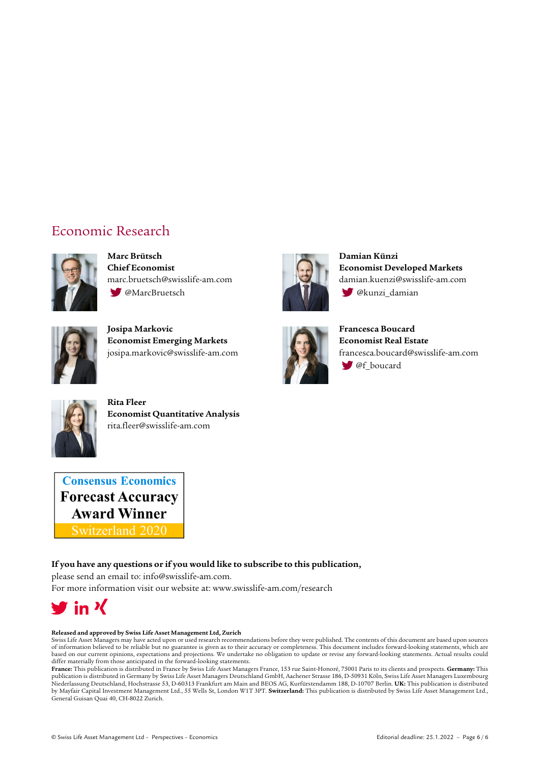## Economic Research

**Marc Brütsch**
**Chief Economist**
marc.bruetsch@swisslife-am.com
@MarcBruetsch

**Damian Künzi**
**Economist Developed Markets**
damian.kuenzi@swisslife-am.com
@kunzi_damian

**Josipa Markovic**
**Economist Emerging Markets**
josipa.markovic@swisslife-am.com

**Francesca Boucard**
**Economist Real Estate**
francesca.boucard@swisslife-am.com
@f_boucard

**Rita Fleer**
**Economist Quantitative Analysis**
rita.fleer@swisslife-am.com

Consensus Economics
Forecast Accuracy
Award Winner
Switzerland 2020

**If you have any questions or if you would like to subscribe to this publication,**
please send an email to: info@swisslife-am.com.
For more information visit our website at: www.swisslife-am.com/research

**Released and approved by Swiss Life Asset Management Ltd, Zurich**
Swiss Life Asset Managers may have acted upon or used research recommendations before they were published. The contents of this document are based upon sources of information believed to be reliable but no guarantee is given as to their accuracy or completeness. This document includes forward-looking statements, which are based on our current opinions, expectations and projections. We undertake no obligation to update or revise any forward-looking statements. Actual results could differ materially from those anticipated in the forward-looking statements.
**France:** This publication is distributed in France by Swiss Life Asset Managers France, 153 rue Saint-Honoré, 75001 Paris to its clients and prospects. **Germany:** This publication is distributed in Germany by Swiss Life Asset Managers Deutschland GmbH, Aachener Strasse 186, D-50931 Köln, Swiss Life Asset Managers Luxembourg Niederlassung Deutschland, Hochstrasse 53, D-60313 Frankfurt am Main and BEOS AG, Kurfürstendamm 188, D-10707 Berlin. **UK:** This publication is distributed by Mayfair Capital Investment Management Ltd., 55 Wells St, London W1T 3PT. **Switzerland:** This publication is distributed by Swiss Life Asset Management Ltd., General Guisan Quai 40, CH-8022 Zurich.